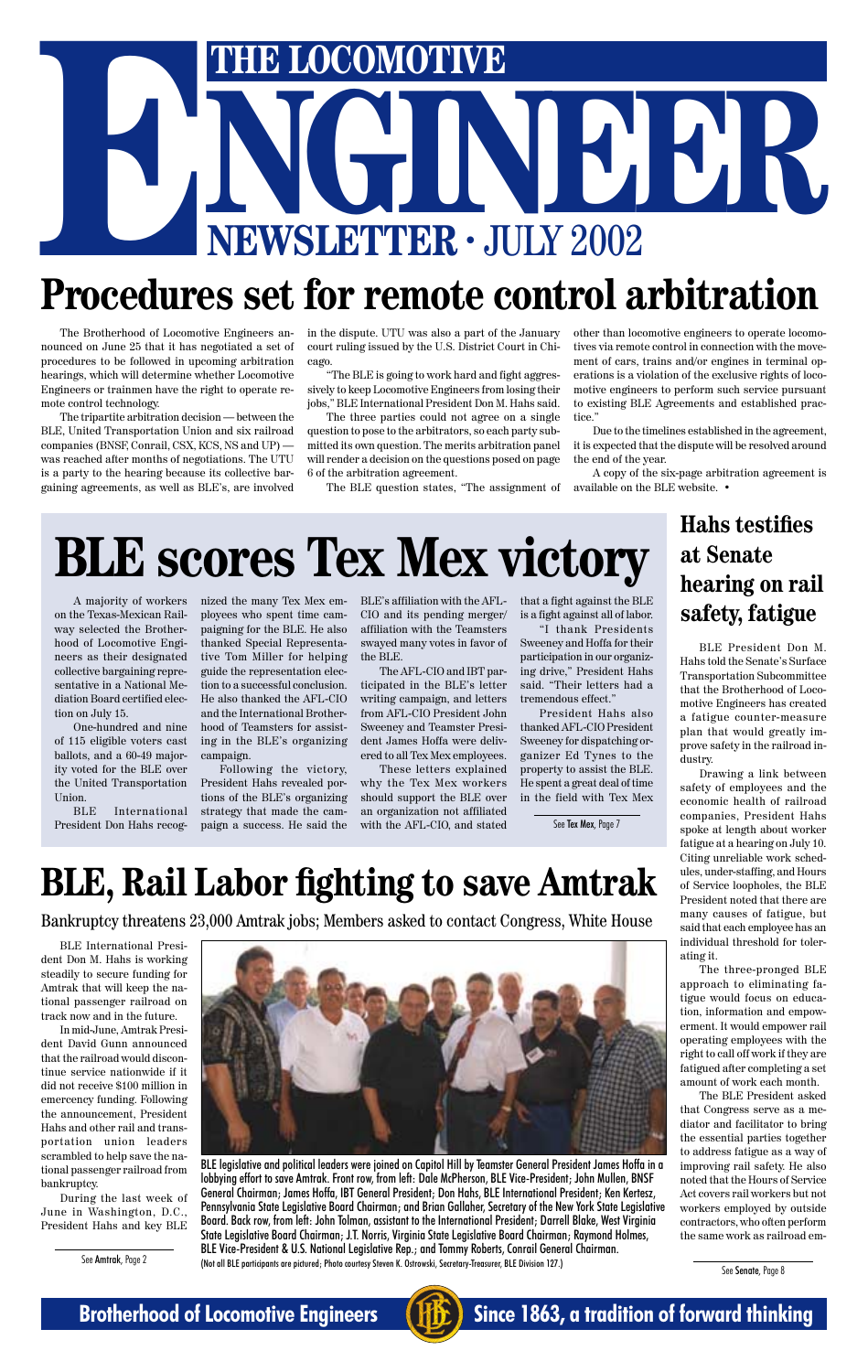# THE LOCOMOTIVE ENGINEER NEWSLETTER · JULY 2002

# Procedures set for remote control arbitration

The Brotherhood of Locomotive Engineers announced on June 25 that it has negotiated a set of procedures to be followed in upcoming arbitration hearings, which will determine whether Locomotive Engineers or trainmen have the right to operate remote control technology.

The tripartite arbitration decision — between the BLE, United Transportation Union and six railroad companies (BNSF, Conrail, CSX, KCS, NS and UP) — was reached after months of negotiations. The UTU is a party to the hearing because its collective bargaining agreements, as well as BLE's, are involved in the dispute. UTU was also a part of the January court ruling issued by the U.S. District Court in Chicago.

"The BLE is going to work hard and fight aggressively to keep Locomotive Engineers from losing their jobs," BLE International President Don M. Hahs said.

The three parties could not agree on a single question to pose to the arbitrators, so each party submitted its own question. The merits arbitration panel will render a decision on the questions posed on page 6 of the arbitration agreement.

The BLE question states, "The assignment of other than locomotive engineers to operate locomotives via remote control in connection with the movement of cars, trains and/or engines in terminal operations is a violation of the exclusive rights of locomotive engineers to perform such service pursuant to existing BLE Agreements and established practice."

Due to the timelines established in the agreement, it is expected that the dispute will be resolved around the end of the year.

A copy of the six-page arbitration agreement is available on the BLE website. •

# BLE scores Tex Mex victory

A majority of workers on the Texas-Mexican Railway selected the Brotherhood of Locomotive Engineers as their designated collective bargaining representative in a National Mediation Board certified election on July 15.

One-hundred and nine of 115 eligible voters cast ballots, and a 60-49 majority voted for the BLE over the United Transportation Union.

BLE International President Don Hahs recognized the many Tex Mex employees who spent time campaigning for the BLE. He also thanked Special Representative Tom Miller for helping guide the representation election to a successful conclusion. He also thanked the AFL-CIO and the International Brotherhood of Teamsters for assisting in the BLE's organizing campaign.

Following the victory, President Hahs revealed portions of the BLE's organizing strategy that made the campaign a success. He said the BLE's affiliation with the AFL-CIO and its pending merger/affiliation with the Teamsters swayed many votes in favor of the BLE.

The AFL-CIO and IBT participated in the BLE's letter writing campaign, and letters from AFL-CIO President John Sweeney and Teamster President James Hoffa were delivered to all Tex Mex employees.

These letters explained why the Tex Mex workers should support the BLE over an organization not affiliated with the AFL-CIO, and stated that a fight against the BLE is a fight against all of labor.

"I thank Presidents Sweeney and Hoffa for their participation in our organizing drive," President Hahs said. "Their letters had a tremendous effect."

President Hahs also thanked AFL-CIO President Sweeney for dispatching organizer Ed Tynes to the property to assist the BLE. He spent a great deal of time in the field with Tex Mex

See Tex Mex, Page 7

## Hahs testifies at Senate hearing on rail safety, fatigue

BLE President Don M. Hahs told the Senate's Surface Transportation Subcommittee that the Brotherhood of Locomotive Engineers has created a fatigue counter-measure plan that would greatly improve safety in the railroad industry.

Drawing a link between safety of employees and the economic health of railroad companies, President Hahs spoke at length about worker fatigue at a hearing on July 10. Citing unreliable work schedules, under-staffing, and Hours of Service loopholes, the BLE President noted that there are many causes of fatigue, but said that each employee has an individual threshold for tolerating it.

The three-pronged BLE approach to eliminating fatigue would focus on education, information and empowerment. It would empower rail operating employees with the right to call off work if they are fatigued after completing a set amount of work each month.

The BLE President asked that Congress serve as a mediator and facilitator to bring the essential parties together to address fatigue as a way of improving rail safety. He also noted that the Hours of Service Act covers rail workers but not workers employed by outside contractors, who often perform the same work as railroad em-

See Senate, Page 8

# BLE, Rail Labor fighting to save Amtrak

Bankruptcy threatens 23,000 Amtrak jobs; Members asked to contact Congress, White House

BLE International President Don M. Hahs is working steadily to secure funding for Amtrak that will keep the national passenger railroad on track now and in the future.

In mid-June, Amtrak President David Gunn announced that the railroad would discontinue service nationwide if it did not receive $100 million in emercency funding. Following the announcement, President Hahs and other rail and transportation union leaders scrambled to help save the national passenger railroad from bankruptcy.

During the last week of June in Washington, D.C., President Hahs and key BLE

See Amtrak, Page 2

BLE legislative and political leaders were joined on Capitol Hill by Teamster General President James Hoffa in a lobbying effort to save Amtrak. Front row, from left: Dale McPherson, BLE Vice-President; John Mullen, BNSF General Chairman; James Hoffa, IBT General President; Don Hahs, BLE International President; Ken Kertesz, Pennsylvania State Legislative Board Chairman; and Brian Gallaher, Secretary of the New York State Legislative Board. Back row, from left: John Tolman, assistant to the International President; Darrell Blake, West Virginia State Legislative Board Chairman; J.T. Norris, Virginia State Legislative Board Chairman; Raymond Holmes, BLE Vice-President & U.S. National Legislative Rep.; and Tommy Roberts, Conrail General Chairman. (Not all BLE participants are pictured; Photo courtesy Steven K. Ostrowski, Secretary-Treasurer, BLE Division 127.)

**Brotherhood of Locomotive Engineers** — **Since 1863, a tradition of forward thinking**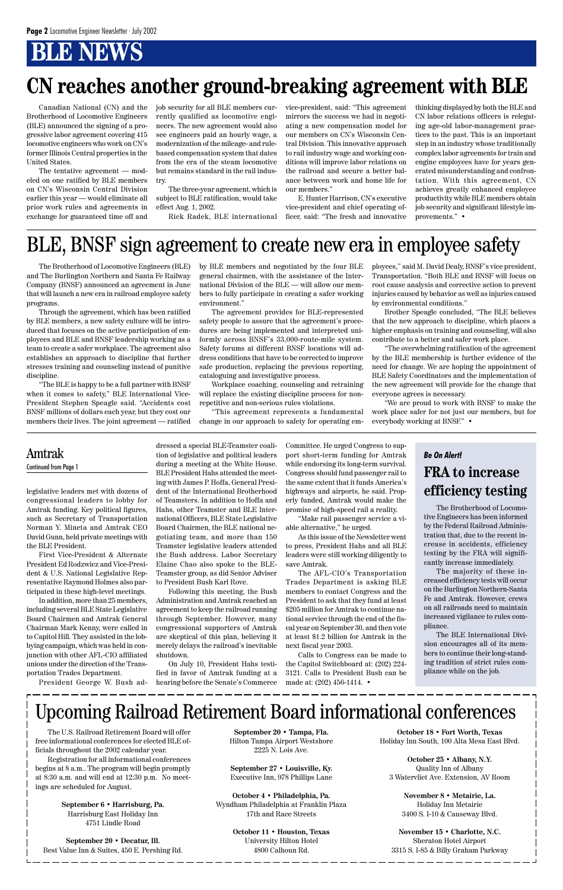# BLE NEWS

## CN reaches another ground-breaking agreement with BLE

Canadian National (CN) and the Brotherhood of Locomotive Engineers (BLE) announced the signing of a progressive labor agreement covering 415 locomotive engineers who work on CN's former Illinois Central properties in the United States.

The tentative agreement — modeled on one ratified by BLE members on CN's Wisconsin Central Division earlier this year — would eliminate all prior work rules and agreements in exchange for guaranteed time off and job security for all BLE members currently qualified as locomotive engineers. The new agreement would also see engineers paid an hourly wage, a modernization of the mileage- and rule-based compensation system that dates from the era of the steam locomotive but remains standard in the rail industry.

The three-year agreement, which is subject to BLE ratification, would take effect Aug. 1, 2002.

Rick Radek, BLE international vice-president, said: "This agreement mirrors the success we had in negotiating a new compensation model for our members on CN's Wisconsin Central Division. This innovative approach to rail industry wage and working conditions will improve labor relations on the railroad and secure a better balance between work and home life for our members."

E. Hunter Harrison, CN's executive vice-president and chief operating officer, said: "The fresh and innovative thinking displayed by both the BLE and CN labor relations officers is relegating age-old labor-management practices to the past. This is an important step in an industry whose traditionally complex labor agreements for train and engine employees have for years generated misunderstanding and confrontation. With this agreement, CN achieves greatly enhanced employee productivity while BLE members obtain job security and significant lifestyle improvements." •

## BLE, BNSF sign agreement to create new era in employee safety

The Brotherhood of Locomotive Engineers (BLE) and The Burlington Northern and Santa Fe Railway Company (BNSF) announced an agreement in June that will launch a new era in railroad employee safety programs.

Through the agreement, which has been ratified by BLE members, a new safety culture will be introduced that focuses on the active participation of employees and BLE and BNSF leadership working as a team to create a safer workplace. The agreement also establishes an approach to discipline that further stresses training and counseling instead of punitive discipline.

"The BLE is happy to be a full partner with BNSF when it comes to safety," BLE International Vice-President Stephen Speagle said. "Accidents cost BNSF millions of dollars each year, but they cost our members their lives. The joint agreement — ratified by BLE members and negotiated by the four BLE general chairmen, with the assistance of the International Division of the BLE — will allow our members to fully participate in creating a safer working environment."

The agreement provides for BLE-represented safety people to assure that the agreement's procedures are being implemented and interpreted uniformly across BNSF's 33,000-route-mile system. Safety forums at different BNSF locations will address conditions that have to be corrected to improve safe production, replacing the previous reporting, cataloguing and investigative process.

Workplace coaching, counseling and retraining will replace the existing discipline process for non-repetitive and non-serious rules violations.

"This agreement represents a fundamental change in our approach to safety for operating employees," said M. David Dealy, BNSF's vice president, Transportation. "Both BLE and BNSF will focus on root cause analysis and corrective action to prevent injuries caused by behavior as well as injuries caused by environmental conditions."

Brother Speagle concluded, "The BLE believes that the new approach to discipline, which places a higher emphasis on training and counseling, will also contribute to a better and safer work place.

"The overwhelming ratification of the agreement by the BLE membership is further evidence of the need for change. We are hoping the appointment of BLE Safety Coordinators and the implementation of the new agreement will provide for the change that everyone agrees is necessary.

"We are proud to work with BNSF to make the work place safer for not just our members, but for everybody working at BNSF." •

## Amtrak

Continued from Page 1

legislative leaders met with dozens of congressional leaders to lobby for Amtrak funding. Key political figures, such as Secretary of Transportation Norman Y. Mineta and Amtrak CEO David Gunn, held private meetings with the BLE President.

First Vice-President & Alternate President Ed Rodzwicz and Vice-President & U.S. National Legislative Representative Raymond Holmes also participated in these high-level meetings.

In addition, more than 25 members, including several BLE State Legislative Board Chairmen and Amtrak General Chairman Mark Kenny, were called in to Capitol Hill. They assisted in the lobbying campaign, which was held in conjunction with other AFL-CIO affiliated unions under the direction of the Transportation Trades Department.

President George W. Bush addressed a special BLE-Teamster coalition of legislative and political leaders during a meeting at the White House. BLE President Hahs attended the meeting with James P. Hoffa, General President of the International Brotherhood of Teamsters. In addition to Hoffa and Hahs, other Teamster and BLE International Officers, BLE State Legislative Board Chairmen, the BLE national negotiating team, and more than 150 Teamster legislative leaders attended the Bush address. Labor Secretary Elaine Chao also spoke to the BLE-Teamster group, as did Senior Adviser to President Bush Karl Rove.

Following this meeting, the Bush Administration and Amtrak reached an agreement to keep the railroad running through September. However, many congressional supporters of Amtrak are skeptical of this plan, believing it merely delays the railroad's inevitable shutdown.

On July 10, President Hahs testified in favor of Amtrak funding at a hearing before the Senate's Commerce Committee. He urged Congress to support short-term funding for Amtrak while endorsing its long-term survival. Congress should fund passenger rail to the same extent that it funds America's highways and airports, he said. Properly funded, Amtrak would make the promise of high-speed rail a reality.

"Make rail passenger service a viable alternative," he urged.

As this issue of the Newsletter went to press, President Hahs and all BLE leaders were still working diligently to save Amtrak.

The AFL-CIO's Transportation Trades Department is asking BLE members to contact Congress and the President to ask that they fund at least $205 million for Amtrak to continue national service through the end of the fiscal year on September 30, and then vote at least $1.2 billion for Amtrak in the next fiscal year 2003.

Calls to Congress can be made to the Capitol Switchboard at: (202) 224-3121. Calls to President Bush can be made at: (202) 456-1414. •

*Be On Alert!*

## FRA to increase efficiency testing

The Brotherhood of Locomotive Engineers has been informed by the Federal Railroad Administration that, due to the recent increase in accidents, efficiency testing by the FRA will significantly increase immediately.

The majority of these increased efficiency tests will occur on the Burlington Northern-Santa Fe and Amtrak. However, crews on all railroads need to maintain increased vigilance to rules compliance.

The BLE International Division encourages all of its members to continue their long-standing tradition of strict rules compliance while on the job.

## Upcoming Railroad Retirement Board informational conferences

The U.S. Railroad Retirement Board will offer free informational conferences for elected BLE officials throughout the 2002 calendar year.

Registration for all informational conferences begins at 8 a.m.. The program will begin promptly at 8:30 a.m. and will end at 12:30 p.m. No meetings are scheduled for August.

**September 6 • Harrisburg, Pa.**
Harrisburg East Holiday Inn
4751 Lindle Road

**September 20 • Decatur, Ill.**
Best Value Inn & Suites, 450 E. Pershing Rd.

**September 20 • Tampa, Fla.**
Hilton Tampa Airport Westshore
2225 N. Lois Ave.

**September 27 • Louisville, Ky.**
Executive Inn, 978 Phillips Lane

**October 4 • Philadelphia, Pa.**
Wyndham Philadelphia at Franklin Plaza
17th and Race Streets

**October 11 • Houston, Texas**
University Hilton Hotel
4800 Calhoun Rd.

**October 18 • Fort Worth, Texas**
Holiday Inn South, 100 Alta Mesa East Blvd.

**October 25 • Albany, N.Y.**
Quality Inn of Albany
3 Watervliet Ave. Extension, AV Room

**November 8 • Metairie, La.**
Holiday Inn Metairie
3400 S. I-10 & Causeway Blvd.

**November 15 • Charlotte, N.C.**
Sheraton Hotel Airport
3315 S. I-85 & Billy Graham Parkway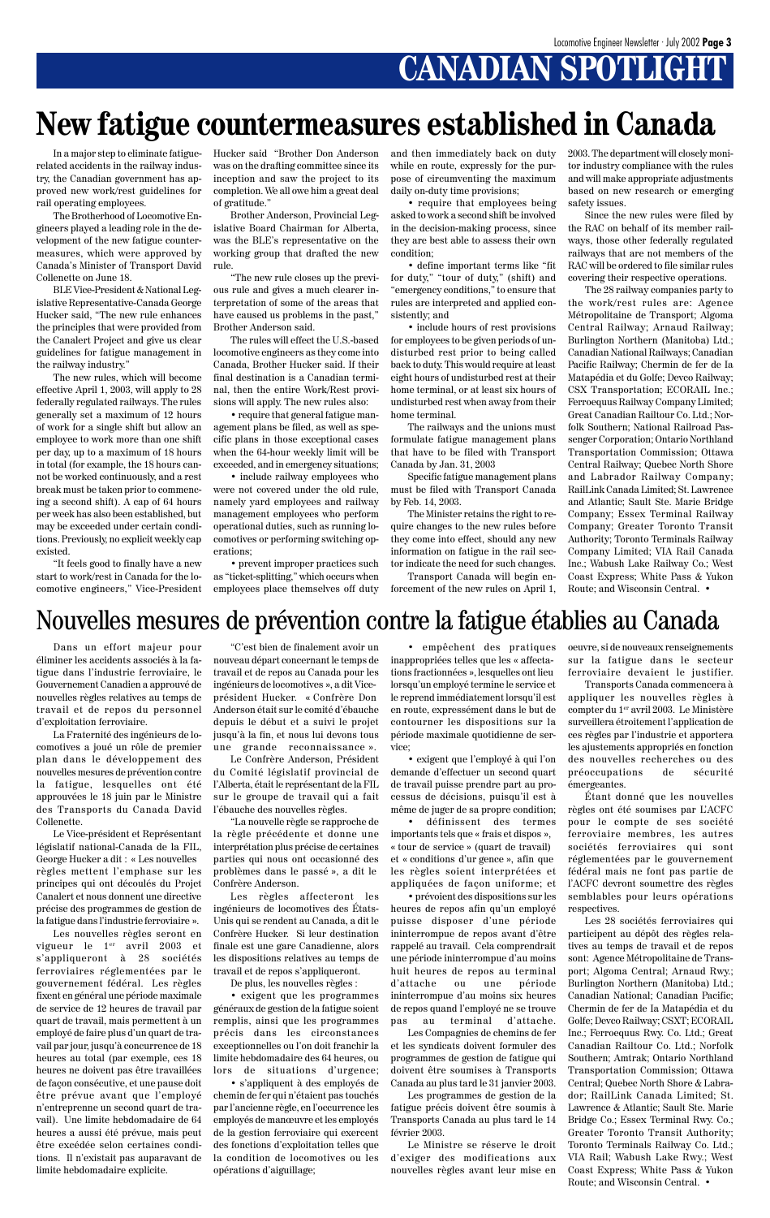# CANADIAN SPOTLIGHT

# New fatigue countermeasures established in Canada

In a major step to eliminate fatigue-related accidents in the railway industry, the Canadian government has approved new work/rest guidelines for rail operating employees.

The Brotherhood of Locomotive Engineers played a leading role in the development of the new fatigue countermeasures, which were approved by Canada's Minister of Transport David Collenette on June 18.

BLE Vice-President & National Legislative Representative-Canada George Hucker said, "The new rule enhances the principles that were provided from the Canalert Project and give us clear guidelines for fatigue management in the railway industry."

The new rules, which will become effective April 1, 2003, will apply to 28 federally regulated railways. The rules generally set a maximum of 12 hours of work for a single shift but allow an employee to work more than one shift per day, up to a maximum of 18 hours in total (for example, the 18 hours cannot be worked continuously, and a rest break must be taken prior to commencing a second shift). A cap of 64 hours per week has also been established, but may be exceeded under certain conditions. Previously, no explicit weekly cap existed.

"It feels good to finally have a new start to work/rest in Canada for the locomotive engineers," Vice-President Hucker said "Brother Don Anderson was on the drafting committee since its inception and saw the project to its completion. We all owe him a great deal of gratitude."

Brother Anderson, Provincial Legislative Board Chairman for Alberta, was the BLE's representative on the working group that drafted the new rule.

"The new rule closes up the previous rule and gives a much clearer interpretation of some of the areas that have caused us problems in the past," Brother Anderson said.

The rules will effect the U.S.-based locomotive engineers as they come into Canada, Brother Hucker said. If their final destination is a Canadian terminal, then the entire Work/Rest provisions will apply. The new rules also:

- require that general fatigue management plans be filed, as well as specific plans in those exceptional cases when the 64-hour weekly limit will be exceeded, and in emergency situations;
- include railway employees who were not covered under the old rule, namely yard employees and railway management employees who perform operational duties, such as running locomotives or performing switching operations;
- prevent improper practices such as "ticket-splitting," which occurs when employees place themselves off duty and then immediately back on duty while en route, expressly for the purpose of circumventing the maximum daily on-duty time provisions;
- require that employees being asked to work a second shift be involved in the decision-making process, since they are best able to assess their own condition;
- define important terms like "fit for duty," "tour of duty," (shift) and "emergency conditions," to ensure that rules are interpreted and applied consistently; and
- include hours of rest provisions for employees to be given periods of undisturbed rest prior to being called back to duty. This would require at least eight hours of undisturbed rest at their home terminal, or at least six hours of undisturbed rest when away from their home terminal.

The railways and the unions must formulate fatigue management plans that have to be filed with Transport Canada by Jan. 31, 2003

Specific fatigue management plans must be filed with Transport Canada by Feb. 14, 2003.

The Minister retains the right to require changes to the new rules before they come into effect, should any new information on fatigue in the rail sector indicate the need for such changes.

Transport Canada will begin enforcement of the new rules on April 1, 2003. The department will closely monitor industry compliance with the rules and will make appropriate adjustments based on new research or emerging safety issues.

Since the new rules were filed by the RAC on behalf of its member railways, those other federally regulated railways that are not members of the RAC will be ordered to file similar rules covering their respective operations.

The 28 railway companies party to the work/rest rules are: Agence Métropolitaine de Transport; Algoma Central Railway; Arnaud Railway; Burlington Northern (Manitoba) Ltd.; Canadian National Railways; Canadian Pacific Railway; Chemin de fer de la Matapédia et du Golfe; Devco Railway; CSX Transportation; ECORAIL Inc.; Ferroequus Railway Company Limited; Great Canadian Railtour Co. Ltd.; Norfolk Southern; National Railroad Passenger Corporation; Ontario Northland Transportation Commission; Ottawa Central Railway; Quebec North Shore and Labrador Railway Company; RailLink Canada Limited; St. Lawrence and Atlantic; Sault Ste. Marie Bridge Company; Essex Terminal Railway Company; Greater Toronto Transit Authority; Toronto Terminals Railway Company Limited; VIA Rail Canada Inc.; Wabush Lake Railway Co.; West Coast Express; White Pass & Yukon Route; and Wisconsin Central. •

# Nouvelles mesures de prévention contre la fatigue établies au Canada

Dans un effort majeur pour éliminer les accidents associés à la fatigue dans l'industrie ferroviaire, le Gouvernement Canadien a approuvé de nouvelles règles relatives au temps de travail et de repos du personnel d'exploitation ferroviaire.

La Fraternité des ingénieurs de locomotives a joué un rôle de premier plan dans le développement des nouvelles mesures de prévention contre la fatigue, lesquelles ont été approuvées le 18 juin par le Ministre des Transports du Canada David Collenette.

Le Vice-président et Représentant législatif national-Canada de la FIL, George Hucker a dit : « Les nouvelles règles mettent l'emphase sur les principes qui ont découlés du Projet Canalert et nous donnent une directive précise des programmes de gestion de la fatigue dans l'industrie ferroviaire ».

Les nouvelles règles seront en vigueur le 1er avril 2003 et s'appliqueront à 28 sociétés ferroviaires réglementées par le gouvernement fédéral. Les règles fixent en général une période maximale de service de 12 heures de travail par quart de travail, mais permettent à un employé de faire plus d'un quart de travail par jour, jusqu'à concurrence de 18 heures au total (par exemple, ces 18 heures ne doivent pas être travaillées de façon consécutive, et une pause doit être prévue avant que l'employé n'entreprenne un second quart de travail). Une limite hebdomadaire de 64 heures a aussi été prévue, mais peut être excédée selon certaines conditions. Il n'existait pas auparavant de limite hebdomadaire explicite.

"C'est bien de finalement avoir un nouveau départ concernant le temps de travail et de repos au Canada pour les ingénieurs de locomotives », a dit Vice-président Hucker. « Confrère Don Anderson était sur le comité d'ébauche depuis le début et a suivi le projet jusqu'à la fin, et nous lui devons tous une grande reconnaissance ».

Le Confrère Anderson, Président du Comité législatif provincial de l'Alberta, était le représentant de la FIL sur le groupe de travail qui a fait l'ébauche des nouvelles règles.

"La nouvelle règle se rapproche de la règle précédente et donne une interprétation plus précise de certaines parties qui nous ont occasionné des problèmes dans le passé », a dit le Confrère Anderson.

Les règles affecteront les ingénieurs de locomotives des États-Unis qui se rendent au Canada, a dit le Confrère Hucker. Si leur destination finale est une gare Canadienne, alors les dispositions relatives au temps de travail et de repos s'appliqueront.

De plus, les nouvelles règles :

- exigent que les programmes généraux de gestion de la fatigue soient remplis, ainsi que les programmes précis dans les circonstances exceptionnelles ou l'on doit franchir la limite hebdomadaire des 64 heures, ou lors de situations d'urgence;
- s'appliquent à des employés de chemin de fer qui n'étaient pas touchés par l'ancienne règle, en l'occurrence les employés de manœuvre et les employés de la gestion ferroviaire qui exercent des fonctions d'exploitation telles que la condition de locomotives ou les opérations d'aiguillage;
- empêchent des pratiques inappropriées telles que les « affectations fractionnées », lesquelles ont lieu lorsqu'un employé termine le service et le reprend immédiatement lorsqu'il est en route, expressément dans le but de contourner les dispositions sur la période maximale quotidienne de service;
- exigent que l'employé à qui l'on demande d'effectuer un second quart de travail puisse prendre part au processus de décisions, puisqu'il est à même de juger de sa propre condition;
- définissent des termes importants tels que « frais et dispos », « tour de service » (quart de travail) et « conditions d'urgence », afin que les règles soient interprétées et appliquées de façon uniforme; et
- prévoient des dispositions sur les heures de repos afin qu'un employé puisse disposer d'une période ininterrompue de repos avant d'être rappelé au travail. Cela comprendrait une période ininterrompue d'au moins huit heures de repos au terminal d'attache ou une période ininterrompue d'au moins six heures de repos quand l'employé ne se trouve pas au terminal d'attache.

Les Compagnies de chemins de fer et les syndicats doivent formuler des programmes de gestion de fatigue qui doivent être soumises à Transports Canada au plus tard le 31 janvier 2003.

Les programmes de gestion de la fatigue précis doivent être soumis à Transports Canada au plus tard le 14 février 2003.

Le Ministre se réserve le droit d'exiger des modifications aux nouvelles règles avant leur mise en oeuvre, si de nouveaux renseignements sur la fatigue dans le secteur ferroviaire devaient le justifier.

Transports Canada commencera à appliquer les nouvelles règles à compter du 1er avril 2003. Le Ministère surveillera étroitement l'application de ces règles par l'industrie et apportera les ajustements appropriés en fonction des nouvelles recherches ou des préoccupations de sécurité émergeantes.

Étant donné que les nouvelles règles ont été soumises par L'ACFC pour le compte de ses société ferroviaire membres, les autres sociétés ferroviaires qui sont réglementées par le gouvernement fédéral mais ne font pas partie de l'ACFC devront soumettre des règles semblables pour leurs opérations respectives.

Les 28 sociétés ferroviaires qui participent au dépôt des règles relatives au temps de travail et de repos sont: Agence Métropolitaine de Transport; Algoma Central; Arnaud Rwy.; Burlington Northern (Manitoba) Ltd.; Canadian National; Canadian Pacific; Chemin de fer de la Matapédia et du Golfe; Devco Railway; CSXT; ECORAIL Inc.; Ferroequs Rwy. Co. Ltd.; Great Canadian Railtour Co. Ltd.; Norfolk Southern; Amtrak; Ontario Northland Transportation Commission; Ottawa Central; Quebec North Shore & Labrador; RailLink Canada Limited; St. Lawrence & Atlantic; Sault Ste. Marie Bridge Co.; Essex Terminal Rwy. Co.; Greater Toronto Transit Authority; Toronto Terminals Railway Co. Ltd.; VIA Rail; Wabush Lake Rwy.; West Coast Express; White Pass & Yukon Route; and Wisconsin Central. •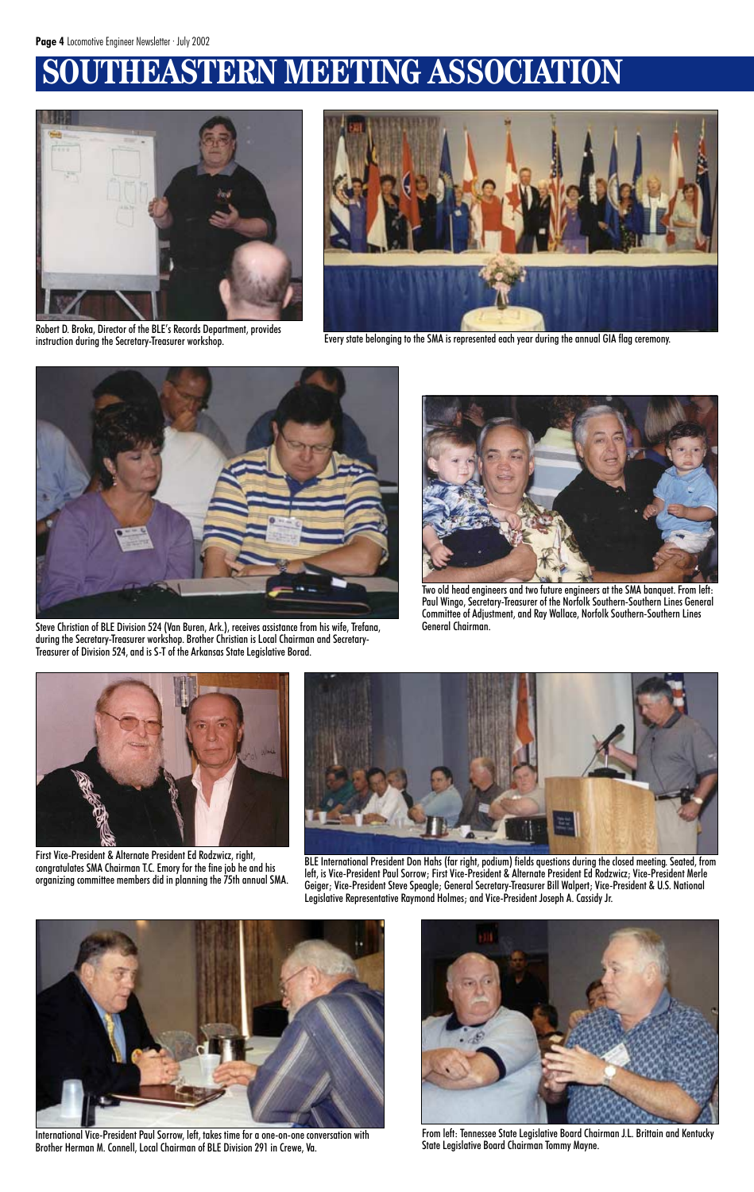# SOUTHEASTERN MEETING ASSOCIATION

Robert D. Broka, Director of the BLE's Records Department, provides instruction during the Secretary-Treasurer workshop.

Every state belonging to the SMA is represented each year during the annual GIA flag ceremony.

Steve Christian of BLE Division 524 (Van Buren, Ark.), receives assistance from his wife, Trefana, during the Secretary-Treasurer workshop. Brother Christian is Local Chairman and Secretary-Treasurer of Division 524, and is S-T of the Arkansas State Legislative Borad.

Two old head engineers and two future engineers at the SMA banquet. From left: Paul Wingo, Secretary-Treasurer of the Norfolk Southern-Southern Lines General Committee of Adjustment, and Ray Wallace, Norfolk Southern-Southern Lines General Chairman.

First Vice-President & Alternate President Ed Rodzwicz, right, congratulates SMA Chairman T.C. Emory for the fine job he and his organizing committee members did in planning the 75th annual SMA.

BLE International President Don Hahs (far right, podium) fields questions during the closed meeting. Seated, from left, is Vice-President Paul Sorrow; First Vice-President & Alternate President Ed Rodzwicz; Vice-President Merle Geiger; Vice-President Steve Speagle; General Secretary-Treasurer Bill Walpert; Vice-President & U.S. National Legislative Representative Raymond Holmes; and Vice-President Joseph A. Cassidy Jr.

International Vice-President Paul Sorrow, left, takes time for a one-on-one conversation with Brother Herman M. Connell, Local Chairman of BLE Division 291 in Crewe, Va.

From left: Tennessee State Legislative Board Chairman J.L. Brittain and Kentucky State Legislative Board Chairman Tommy Mayne.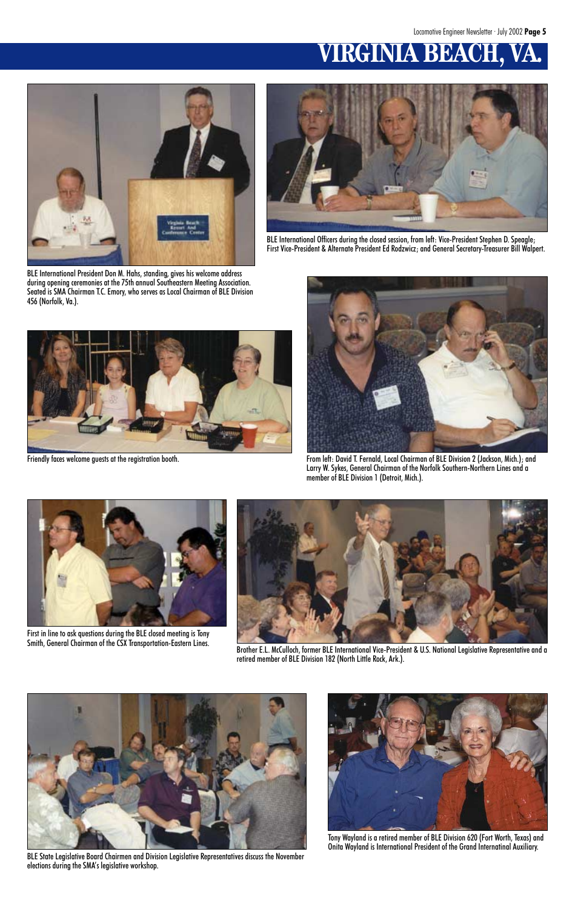# VIRGINIA BEACH, VA.

BLE International President Don M. Hahs, standing, gives his welcome address during opening ceremonies at the 75th annual Southeastern Meeting Association. Seated is SMA Chairman T.C. Emory, who serves as Local Chairman of BLE Division 456 (Norfolk, Va.).

BLE International Officers during the closed session, from left: Vice-President Stephen D. Speagle; First Vice-President & Alternate President Ed Rodzwicz; and General Secretary-Treasurer Bill Walpert.

Friendly faces welcome guests at the registration booth.

From left: David T. Fernald, Local Chairman of BLE Division 2 (Jackson, Mich.); and Larry W. Sykes, General Chairman of the Norfolk Southern-Northern Lines and a member of BLE Division 1 (Detroit, Mich.).

First in line to ask questions during the BLE closed meeting is Tony Smith, General Chairman of the CSX Transportation-Eastern Lines.

Brother E.L. McCulloch, former BLE International Vice-President & U.S. National Legislative Representative and a retired member of BLE Division 182 (North Little Rock, Ark.).

BLE State Legislative Board Chairmen and Division Legislative Representatives discuss the November elections during the SMA's legislative workshop.

Tony Wayland is a retired member of BLE Division 620 (Fort Worth, Texas) and Onita Wayland is International President of the Grand Internatinal Auxiliary.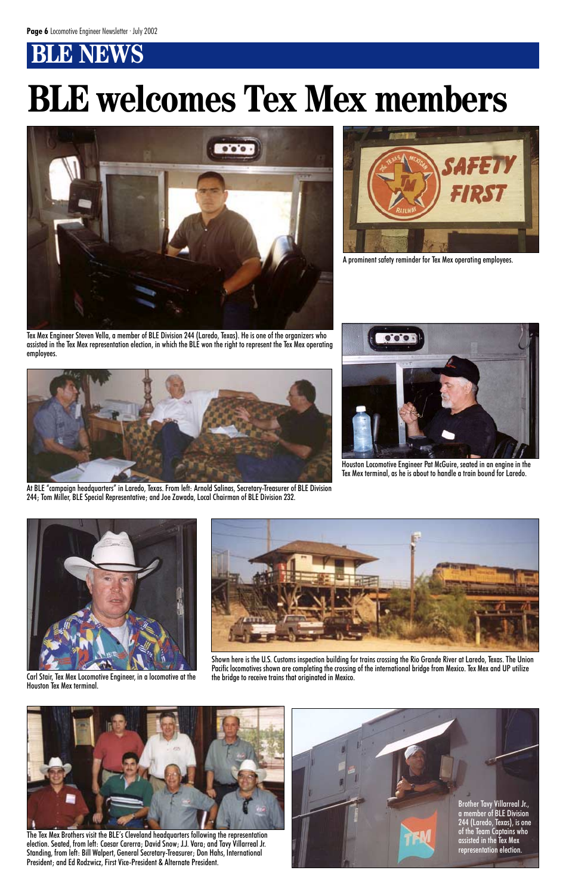## BLE NEWS

# BLE welcomes Tex Mex members

Tex Mex Engineer Steven Vella, a member of BLE Division 244 (Laredo, Texas). He is one of the organizers who assisted in the Tex Mex representation election, in which the BLE won the right to represent the Tex Mex operating employees.

A prominent safety reminder for Tex Mex operating employees.

At BLE "campaign headquarters" in Laredo, Texas. From left: Arnold Salinas, Secretary-Treasurer of BLE Division 244; Tom Miller, BLE Special Representative; and Joe Zawada, Local Chairman of BLE Division 232.

Houston Locomotive Engineer Pat McGuire, seated in an engine in the Tex Mex terminal, as he is about to handle a train bound for Laredo.

Carl Stair, Tex Mex Locomotive Engineer, in a locomotive at the Houston Tex Mex terminal.

Shown here is the U.S. Customs inspection building for trains crossing the Rio Grande River at Laredo, Texas. The Union Pacific locomotives shown are completing the crossing of the international bridge from Mexico. Tex Mex and UP utilize the bridge to receive trains that originated in Mexico.

The Tex Mex Brothers visit the BLE's Cleveland headquarters following the representation election. Seated, from left: Caesar Carerra; David Snow; J.J. Vara; and Tavy Villarreal Jr. Standing, from left: Bill Walpert, General Secretary-Treasurer; Don Hahs, International President; and Ed Rodzwicz, First Vice-President & Alternate President.

Brother Tavy Villarreal Jr., a member of BLE Division 244 (Laredo, Texas), is one of the Team Captains who assisted in the Tex Mex representation election.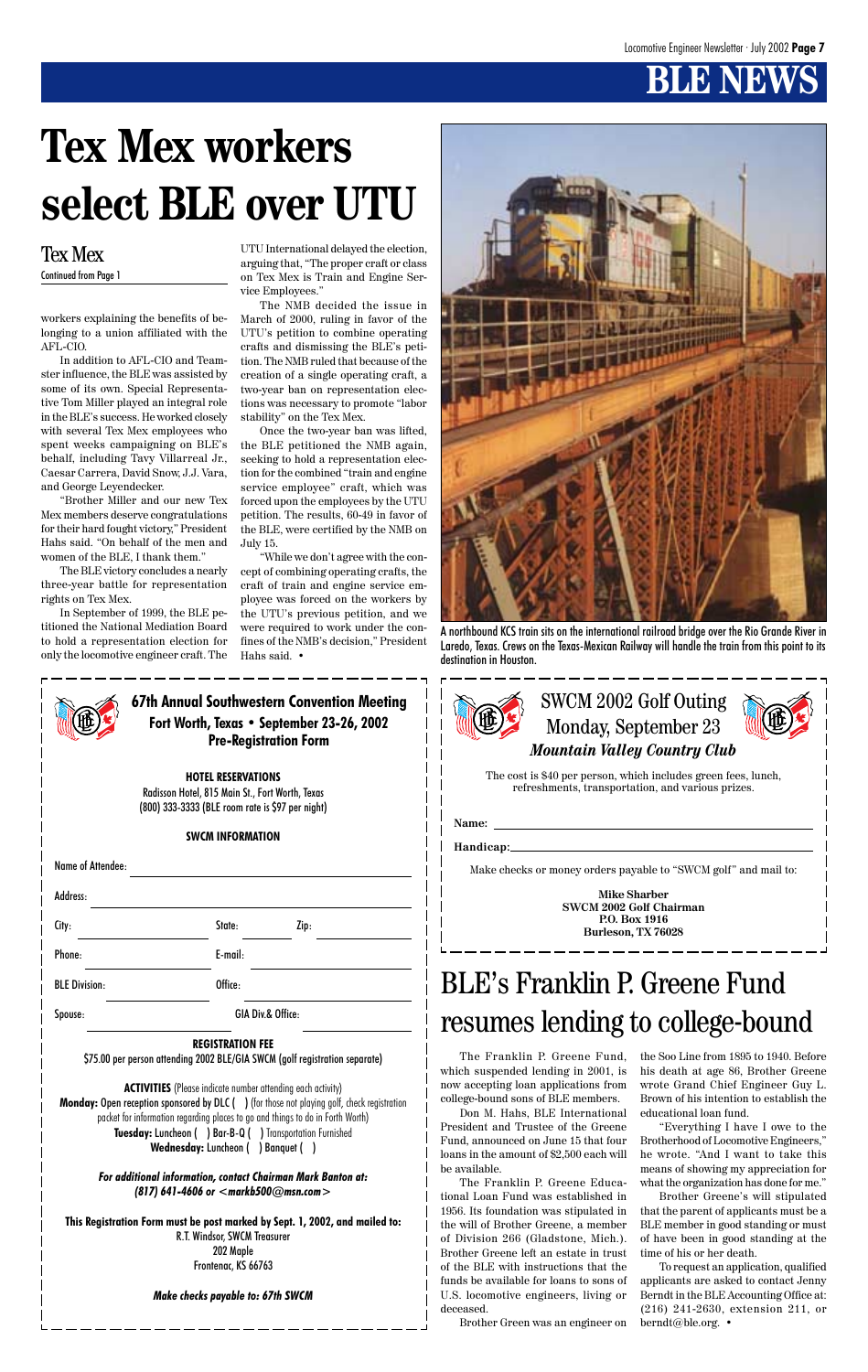# BLE NEWS

# Tex Mex workers select BLE over UTU

## Tex Mex

Continued from Page 1

workers explaining the benefits of belonging to a union affiliated with the AFL-CIO.

In addition to AFL-CIO and Teamster influence, the BLE was assisted by some of its own. Special Representative Tom Miller played an integral role in the BLE's success. He worked closely with several Tex Mex employees who spent weeks campaigning on BLE's behalf, including Tavy Villarreal Jr., Caesar Carrera, David Snow, J.J. Vara, and George Leyendecker.

"Brother Miller and our new Tex Mex members deserve congratulations for their hard fought victory," President Hahs said. "On behalf of the men and women of the BLE, I thank them."

The BLE victory concludes a nearly three-year battle for representation rights on Tex Mex.

In September of 1999, the BLE petitioned the National Mediation Board to hold a representation election for only the locomotive engineer craft. The UTU International delayed the election, arguing that, "The proper craft or class on Tex Mex is Train and Engine Service Employees."

The NMB decided the issue in March of 2000, ruling in favor of the UTU's petition to combine operating crafts and dismissing the BLE's petition. The NMB ruled that because of the creation of a single operating craft, a two-year ban on representation elections was necessary to promote "labor stability" on the Tex Mex.

Once the two-year ban was lifted, the BLE petitioned the NMB again, seeking to hold a representation election for the combined "train and engine service employee" craft, which was forced upon the employees by the UTU petition. The results, 60-49 in favor of the BLE, were certified by the NMB on July 15.

"While we don't agree with the concept of combining operating crafts, the craft of train and engine service employee was forced on the workers by the UTU's previous petition, and we were required to work under the confines of the NMB's decision," President Hahs said. •

A northbound KCS train sits on the international railroad bridge over the Rio Grande River in Laredo, Texas. Crews on the Texas-Mexican Railway will handle the train from this point to its destination in Houston.

---

## 67th Annual Southwestern Convention Meeting
### Fort Worth, Texas • September 23-26, 2002
### Pre-Registration Form

**HOTEL RESERVATIONS**

Radisson Hotel, 815 Main St., Fort Worth, Texas
(800) 333-3333 (BLE room rate is $97 per night)

**SWCM INFORMATION**

Name of Attendee: ____________________

Address: ____________________

City: __________ State: ______ Zip: ______

Phone: __________ E-mail: __________

BLE Division: __________ Office: __________

Spouse: __________ GIA Div.& Office: __________

**REGISTRATION FEE**

$75.00 per person attending 2002 BLE/GIA SWCM (golf registration separate)

**ACTIVITIES** (Please indicate number attending each activity)

**Monday:** Open reception sponsored by DLC ( ) (for those not playing golf, check registration packet for information regarding places to go and things to do in Forth Worth)

**Tuesday:** Luncheon ( ) Bar-B-Q ( ) Transportation Furnished

**Wednesday:** Luncheon ( ) Banquet ( )

***For additional information, contact Chairman Mark Banton at: (817) 641-4606 or <markb500@msn.com>***

**This Registration Form must be post marked by Sept. 1, 2002, and mailed to:**

R.T. Windsor, SWCM Treasurer
202 Maple
Frontenac, KS 66763

***Make checks payable to: 67th SWCM***

---

## SWCM 2002 Golf Outing
### Monday, September 23
### *Mountain Valley Country Club*

The cost is $40 per person, which includes green fees, lunch, refreshments, transportation, and various prizes.

**Name:** ____________________

**Handicap:** ____________________

Make checks or money orders payable to "SWCM golf" and mail to:

**Mike Sharber**
**SWCM 2002 Golf Chairman**
**P.O. Box 1916**
**Burleson, TX 76028**

---

# BLE's Franklin P. Greene Fund resumes lending to college-bound

The Franklin P. Greene Fund, which suspended lending in 2001, is now accepting loan applications from college-bound sons of BLE members.

Don M. Hahs, BLE International President and Trustee of the Greene Fund, announced on June 15 that four loans in the amount of $2,500 each will be available.

The Franklin P. Greene Educational Loan Fund was established in 1956. Its foundation was stipulated in the will of Brother Greene, a member of Division 266 (Gladstone, Mich.). Brother Greene left an estate in trust of the BLE with instructions that the funds be available for loans to sons of U.S. locomotive engineers, living or deceased.

Brother Green was an engineer on the Soo Line from 1895 to 1940. Before his death at age 86, Brother Greene wrote Grand Chief Engineer Guy L. Brown of his intention to establish the educational loan fund.

"Everything I have I owe to the Brotherhood of Locomotive Engineers," he wrote. "And I want to take this means of showing my appreciation for what the organization has done for me."

Brother Greene's will stipulated that the parent of applicants must be a BLE member in good standing or must of have been in good standing at the time of his or her death.

To request an application, qualified applicants are asked to contact Jenny Berndt in the BLE Accounting Office at: (216) 241-2630, extension 211, or berndt@ble.org. •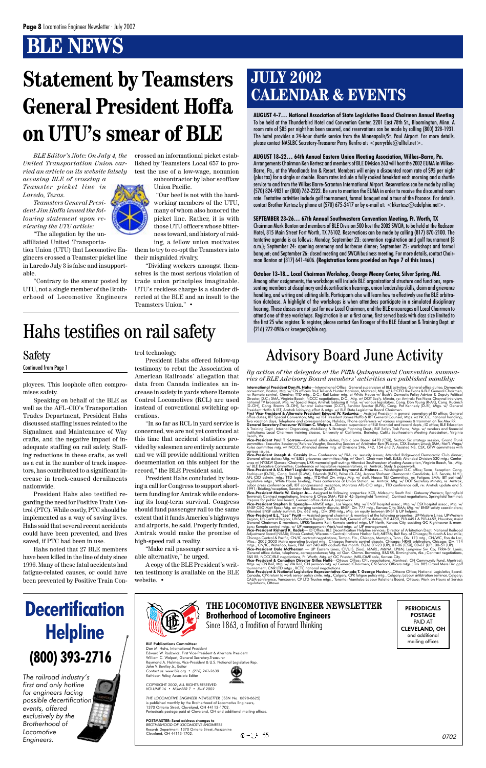# BLE NEWS

## Statement by Teamsters General President Hoffa on UTU's smear of BLE

*BLE Editor's Note: On July 4, the United Transportation Union carried an article on its website falsely accusing BLE of crossing a Teamster picket line in Laredo, Texas.*

*Teamsters General President Jim Hoffa issued the following statement upon reviewing the UTU article:*

"The allegation by the unaffiliated United Transportation Union (UTU) that Locomotive Engineers crossed a Teamster picket line in Laredo July 3 is false and insupportable.

"Contrary to the smear posted by UTU, not a single member of the Brotherhood of Locomotive Engineers crossed an informational picket established by Teamsters Local 657 to protest the use of a low-wage, nonunion subcontractor by labor scofflaw Union Pacific.

"Our beef is not with the hardworking members of the UTU, many of whom also honored the picket line. Rather, it is with those UTU officers whose bitterness toward, and history of raiding, a fellow union motivates them to try to co-opt the Teamsters into their misguided rivalry.

"Dividing workers amongst themselves is the most serious violation of trade union principles imaginable. UTU's reckless charge is a slander directed at the BLE and an insult to the Teamsters Union." •

## JULY 2002 CALENDAR & EVENTS

**AUGUST 4-7… National Association of State Legislative Board Chairmen Annual Meeting**
To be held at the Thunderbird Hotel and Convention Center, 2201 East 78th St., Bloomington, Minn. A room rate of $85 per night has been secured, and reservations can be made by calling (800) 328-1931. The hotel provides a 24-hour shuttle service from the Minneapolis/St. Paul Airport. For more details, please contact NASLBC Secretary-Treasurer Perry Renfro at: <perryrble@alltel.net>.

**AUGUST 18-22… 64th Annual Eastern Union Meeting Association, Wilkes-Barre, Pa.**
Arrangements Chairman Ken Kertesz and members of BLE Division 263 will host the 2002 EUMA in Wilkes-Barre, Pa., at the Woodlands Inn & Resort. Members will enjoy a discounted room rate of $95 per night (plus tax) for a single or double. Room rates include a fully cooked breakfast each morning and a shuttle service to and from the Wilkes Barre-Scranton International Airport. Reservations can be made by calling (570) 824-9831 or (800) 762-2222. Be sure to mention the EUMA in order to receive the discounted room rate. Tentative activities include golf tournament, formal banquet and a tour of the Poconos. For details, contact Brother Kertesz by phone at (570) 675-2417 or by e-mail at: <kkertesz@adelphia.net>.

**SEPTEMBER 23-26… 67th Annual Southwestern Convention Meeting, Ft. Worth, TX**
Chairman Mark Banton and members of BLE Division 500 host the 2002 SWCM, to be held at the Radisson Hotel, 815 Main Street Fort Worth, TX 76102. Reservations can be made by calling (817) 870-2100. The tentative agenda is as follows: Monday, September 23: convention registration and golf tournament (8 a.m.); September 24: opening ceremony and barbecue dinner; September 25: workshops and formal banquet; and September 26: closed meeting and SWCM business meeting. For more details, contact Chairman Banton at (817) 641-4606. **(Registration forms provided on Page 7 of this issue.)**

**October 13-18… Local Chairman Workshop, George Meany Center, Silver Spring, Md.**
Among other assignments, the workshops will include BLE organizational structure and functions, representing members at disciplinary and decertification hearings, union leadership skills, claim and grievance handling, and writing and editing skills. Participants also will learn how to effectively use the BLE arbitration database. A highlight of the workshops is when attendees participate in a simulated disciplinary hearing. These classes are not just for new Local Chairmen, and the BLE encourages all Local Chairmen to attend one of these workshops. Registration is on a first come, first served basis with class size limited to the first 25 who register. To register, please contact Ken Kroeger of the BLE Education & Training Dept. at (216) 272-0986 or kroeger@ble.org.

## Hahs testifies on rail safety

### Safety
Continued from Page 1

ployees. This loophole often compromises safety.

Speaking on behalf of the BLE as well as the AFL-CIO's Transportation Trades Department, President Hahs discussed staffing issues related to the Signalmen and Maintenance of Way crafts, and the negative impact of inadequate staffing on rail safety. Staffing reductions in these crafts, as well as a cut in the number of track inspectors, has contributed to a significant increase in track-caused derailments nationwide.

President Hahs also testified regarding the need for Positive Train Control (PTC). While costly, PTC should be implemented as a way of saving lives. Hahs said that several recent accidents could have been prevented, and lives saved, if PTC had been in use.

Hahs noted that 27 BLE members have been killed in the line of duty since 1996. Many of these fatal accidents had fatigue-related causes, or could have been prevented by Positive Train Control technology.

President Hahs offered follow-up testimony to rebut the Association of American Railroads' allegation that data from Canada indicates an increase in safety in yards where Remote Control Locomotives (RCL) are used instead of conventional switching operations.

"In so far as RCL in yard service is concerned, we are not yet convinced at this time that accident statistics provided by salesmen are entirely accurate and we will provide additional written documentation on this subject for the record," the BLE President said.

President Hahs concluded by issuing a call for Congress to support short-term funding for Amtrak while endorsing its long-term survival. Congress should fund passenger rail to the same extent that it funds America's highways and airports, he said. Properly funded, Amtrak would make the promise of high-speed rail a reality.

"Make rail passenger service a viable alternative," he urged.

A copy of the BLE President's written testimony is available on the BLE website. •

## Advisory Board June Activity

*By action of the delegates at the Fifth Quinquennial Convention, summaries of BLE Advisory Board members' activities are published monthly:*

**International President Don M. Hahs**—International Office: General supervision of BLE activities; General office duties; Democratic convention, Boston; Mtg. w/ CN officers Paul Tellier & Hunter Harrison, Montreal; Mtg. w/ UP CEO Ike Evans & BLE General Chairmen, re: Remote control, Omaha; TTD mtg., D.C.; Rail Labor mtg. at White House w/ Bush's Domestic Policy Adviser & Deputy Political Director, D.C.; SMA, Virginia Beach; NCCC negotiations, D.C.; Mtg. w/ DOT Sec'y. Mineta, re: Amtrak; Fox News Channel interview, national TV broadcast; Mtg. w/ Special Reps; Amtrak lobbying & mtgs. w/ various legislators, Cong. Don Young (R-AK), Cong. Kucinich (D-OH), Cong. Brown (D-OH), Senator Lieberman (D-CT), Senator Specter (R-PA), Cong. Pat Kennedy (D-RI); Mtgs. w/ General President Hoffa & IBT; Amtrak lobbying effort & mtgs. w/ BLE State Legislative Board Chairmen.
**First Vice-President & Alternate President Edward W. Rodzwicz**— Assisted President in general operation of ID office; General office duties; IBT Special Convention; Mtg. w/ IBT President James Hoffa & IBT General Counsel; Mtgs. w/ NCCC, national handling; Two vacation days; Telephone and correspondence; Holiday; Phone conference w/ various engineers & trainmen on Tex Mex RR.
**General Secretary-Treasurer William C. Walpert**—General supervision of BLE financial and record depts.; ID office; BLE Education & Training Dept.; Internal Organizing, Mobilizing & Strategic Planning Dept.; BLE Safety Task Force; Mtgs. w/ vendors and financial institutions; Local Chairman Training classes, University of California, Berkeley, Calif.; Southeastern Meeting Association, Virginia Beach, Va.
**Vice-President Paul T. Sorrow**—General office duties; Public Law Board 6470 (CSX); Section Six strategy session, Grand Trunk committee; Executive Session w/ Referee Vaughn; Executive Session w/ Arbitrator Ben (PL days, CSX-Eastern Lines); SMA; Nat'l. Wage/Rules committee mtg. w/ NCCC; Attended dinner mtg. of Divisions 246, 742, 154 and 7; Assisted NS, CSX, GTW committees with various issues.
**Vice-President Joseph A. Cassidy Jr.**— Conference w/ FRA, re: security issues; Attended Ridgewood Democratic Club dinner; General office duties; Mtg. w/ EJ&E grievance committee; LIRR memorial golf outing; Attended Southeastern Meeting Association, Virginia Beach, Va.; Mtg. w/ BLE Executive Committee; Conference w/ legislative representatives, re: Amtrak; Study & paperwork.
**Vice-President & U.S. Nat'l Legislative Representative Raymond A. Holmes** — Washington D.C. office; Texas; Reception: Cong. Rodriquez (D-TX),; Cong. Baird (D-WA), Edwards (R-TX), Pelosi (D-CA), Jeanne Shaheen (Democratic Candidate, U.S. Senate, N.H.); AFL-CIO admin. mtg.; TTD legis. mtg.; TTD/Rail Div. mtg.; Mtg. w/ staff, House T&I Committee, re: Fatigue; SMA; IBT political/legislative mtgs.; White House briefing; Press conference at Union Station, re: Amtrak; Mtg. w/ DOT Secretary Mineta, re: Amtrak; Labor press conference call; IBT congressional reception; Montana AFL-CIO mtgs.; TTD conference call, re: Amtrak update and S. 1991, Briefing/reception, Senator Max Baucus (D-MT).
**Vice-President Merle W. Geiger Jr.**— Assigned to following properties: KCS; Midsouth; South Rail; Gateway Western; Springfield Terminal; Contract negotiations, Indiana & Ohio; SMA; PLB 6145 (Springfield Terminal); Contract negotiations, Springfield Terminal; Prepare for public law board; General office duties & paperwork.
**Vice-President Stephen D. Speagle**— ARMSE mtgs., Las Vegas; Mtg. w/ BNSF hospital assoc.; Mtg. w/ CSX hospital assoc.; Mtg. w/ BNSF CEO Matt Rose; Mtg. on merging seniority dispute, BNSF; Div. 777 mtg., Kansas City; SMA; Mtg. w/ BNSF safety coordinators; Attended BNSF safety summit; Div. 662 mtg.; Div. 398 mtg.; Mtg. on equity between BNSF & UP helpers.
**Vice-President E.L. "Lee" Pruitt** — Assisted general chairmen & members of the following properties: UP-Western Lines; UP-Western Region; UP-Central Region; UP-Southern Region; Tacoma Belt; General office duties; PLB 4450, PLB 4451 & PLB 4452, Houston; Assist General Chairmen & members, UPRR/Tacoma Rail; Remote control mtgs; UP-North, Kansas City, assisting GC Rightmower & members; Remote control mtgs. w/ UP management; Work/rest mtgs. w/ UP management.
**Vice-President Richard K. Radek**— ID Office; BLE Decertification Helpline services; Director of Arbitration Dept; National Railroad Adjustment Board (NRAB); Illinois Central; Wisconsin Central; Indiana Harbor Belt; METRA; Belt Rwy. of Chicago; Paducah & Louisville; Chicago Central & Pacific; CN/IC contract negotiations, Tampa, Fla., Chicago, Memphis, Tenn.; Div. 173 mtg., CN/WC, Fon du Lac, Wisc.; 2002-2003 Metra operating budget mtg., Chicago; Remote control dispute, Chicago; NRAB arbitration, Chicago; Div. 114 mtgs., CN/IC, Waterloo, Iowa; FRA Part 240.409 dockets this month: EQAL 01-23 (UP), 01-06 (CSX), 00-67 (UP), 00-51 (UP).
**Vice-President Dale McPherson** — UP Eastern Lines; CP/U.S. (Soo); I&MRL; M&NA; LP&N; Longview Sw. Co.; TRRA-St. Louis; General office duties, telephone, correspondence; Mtg. w/ Gen. Chrmn. Browning, B&S RR, Birmingham, Ala.; Contract negotiations, B&S RR; NCCC/BLE negotiations, Ft. Worth; Mtg. w/ GC Priester, IMRL/DME sale, Kansas City.
**Vice-President & Canadian Director Gilles Hallé**—Ottawa Office; CFIL negotiations, Montreal; CN Community Fund, Montreal; Mtgs. w/ CN Rail; Mtg. w/ VIA Rail; CN pension mtg. w/ General Chairmen; CN Senior Officers mtgs.; Div. 885 Grand Mere Div. golf tournament; CNR LTD mtgs.; RCTC national negotiations.
**Vice-President & National Legislative Representative-Canada T. George Hucker**—Ottawa Office; National Legislative Board-Canada; CPR return to work senior policy cmte. mtg., Calgary; CPR fatigue policy mtg., Calgary; Labour arbitration seminar, Calgary; CALM conference, Vancouver; CP LTD Trustee mtgs., Toronto; Manitoba Labour Relations Board, Ottawa; Work on Hours of Service regulations, Ottawa.

## Decertification Helpline
## (800) 393-2716

*The railroad industry's first and only hotline for engineers facing possible decertification events, offered exclusively by the Brotherhood of Locomotive Engineers.*

**THE LOCOMOTIVE ENGINEER NEWSLETTER**
**Brotherhood of Locomotive Engineers**
Since 1863, a Tradition of Forward Thinking

**BLE Publications Committee:**
Don M. Hahs, International President
Edward W. Rodzwicz, First Vice-President & Alternate President
William C. Walpert, General Secretary-Treasurer
Raymond A. Holmes, Vice-President & U.S. National Legislative Rep.
John V. Bentley Jr., Editor
*Contact us: www.ble.org • (216) 241-2630*
Kathleen Policy, Associate Editor

COPYRIGHT 2002, ALL RIGHTS RESERVED
*VOLUME 16 • NUMBER 7 • JULY 2002*

*THE LOCOMOTIVE ENGINEER NEWSLETTER* (ISSN No. 0898-8625) is published monthly by the Brotherhood of Locomotive Engineers, 1370 Ontario Street, Cleveland, OH 44113-1702.
Periodicals postage paid at Cleveland, OH and additional mailing offices.

**POSTMASTER: Send address changes to**
*BROTHERHOOD OF LOCOMOTIVE ENGINEERS*
Records Department, 1370 Ontario Street, Mezzanine
Cleveland, OH 44113-1702.

**PERIODICALS POSTAGE** PAID AT **CLEVELAND, OH** and additional mailing offices

0702